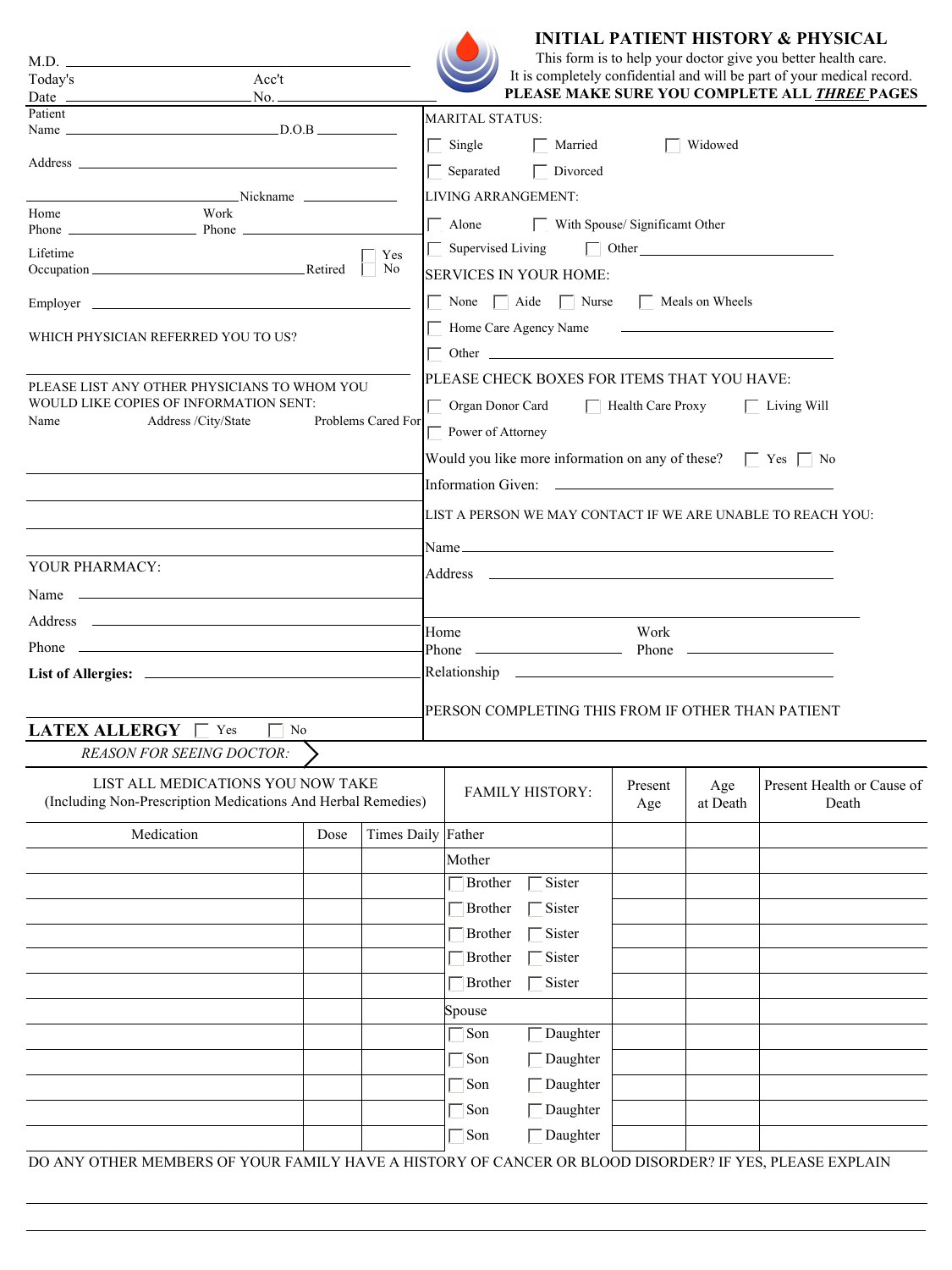# INITIAL PATIENT HISTORY & PHYSICAL

This form is to help your doctor give you better health care.
It is completely confidential and will be part of your medical record.
**PLEASE MAKE SURE YOU COMPLETE ALL *THREE* PAGES**

M.D. ______________________________

Today's Date ____________ Acct No. ____________

Patient Name ______________________________ D.O.B ____________

Address ______________________________

______________________________ Nickname ____________

Home Phone ____________ Work Phone ____________

Lifetime Occupation ______________________________ Retired ☐ Yes ☐ No

Employer ______________________________

WHICH PHYSICIAN REFERRED YOU TO US?

______________________________

PLEASE LIST ANY OTHER PHYSICIANS TO WHOM YOU WOULD LIKE COPIES OF INFORMATION SENT:

| Name | Address /City/State | Problems Cared For |
|---|---|---|
| | | |
| | | |
| | | |
| | | |

YOUR PHARMACY:

Name ______________________________

Address ______________________________

Phone ______________________________

**List of Allergies:** ______________________________

**LATEX ALLERGY** ☐ Yes ☐ No

MARITAL STATUS:

☐ Single ☐ Married ☐ Widowed

☐ Separated ☐ Divorced

LIVING ARRANGEMENT:

☐ Alone ☐ With Spouse/ Significamt Other

☐ Supervised Living ☐ Other ____________

SERVICES IN YOUR HOME:

☐ None ☐ Aide ☐ Nurse ☐ Meals on Wheels

☐ Home Care Agency Name ____________

☐ Other ____________

PLEASE CHECK BOXES FOR ITEMS THAT YOU HAVE:

☐ Organ Donor Card ☐ Health Care Proxy ☐ Living Will

☐ Power of Attorney

Would you like more information on any of these? ☐ Yes ☐ No

Information Given: ____________

LIST A PERSON WE MAY CONTACT IF WE ARE UNABLE TO REACH YOU:

Name ______________________________

Address ______________________________

______________________________

Home Phone ____________ Work Phone ____________

Relationship ______________________________

PERSON COMPLETING THIS FROM IF OTHER THAN PATIENT

*REASON FOR SEEING DOCTOR:*

LIST ALL MEDICATIONS YOU NOW TAKE (Including Non-Prescription Medications And Herbal Remedies)

| Medication | Dose | Times Daily |
|---|---|---|
| | | |
| | | |
| | | |
| | | |
| | | |
| | | |
| | | |
| | | |
| | | |
| | | |
| | | |
| | | |

| FAMILY HISTORY: | Present Age | Age at Death | Present Health or Cause of Death |
|---|---|---|---|
| Father | | | |
| Mother | | | |
| ☐ Brother ☐ Sister | | | |
| ☐ Brother ☐ Sister | | | |
| ☐ Brother ☐ Sister | | | |
| ☐ Brother ☐ Sister | | | |
| ☐ Brother ☐ Sister | | | |
| Spouse | | | |
| ☐ Son ☐ Daughter | | | |
| ☐ Son ☐ Daughter | | | |
| ☐ Son ☐ Daughter | | | |
| ☐ Son ☐ Daughter | | | |
| ☐ Son ☐ Daughter | | | |

DO ANY OTHER MEMBERS OF YOUR FAMILY HAVE A HISTORY OF CANCER OR BLOOD DISORDER? IF YES, PLEASE EXPLAIN

______________________________

______________________________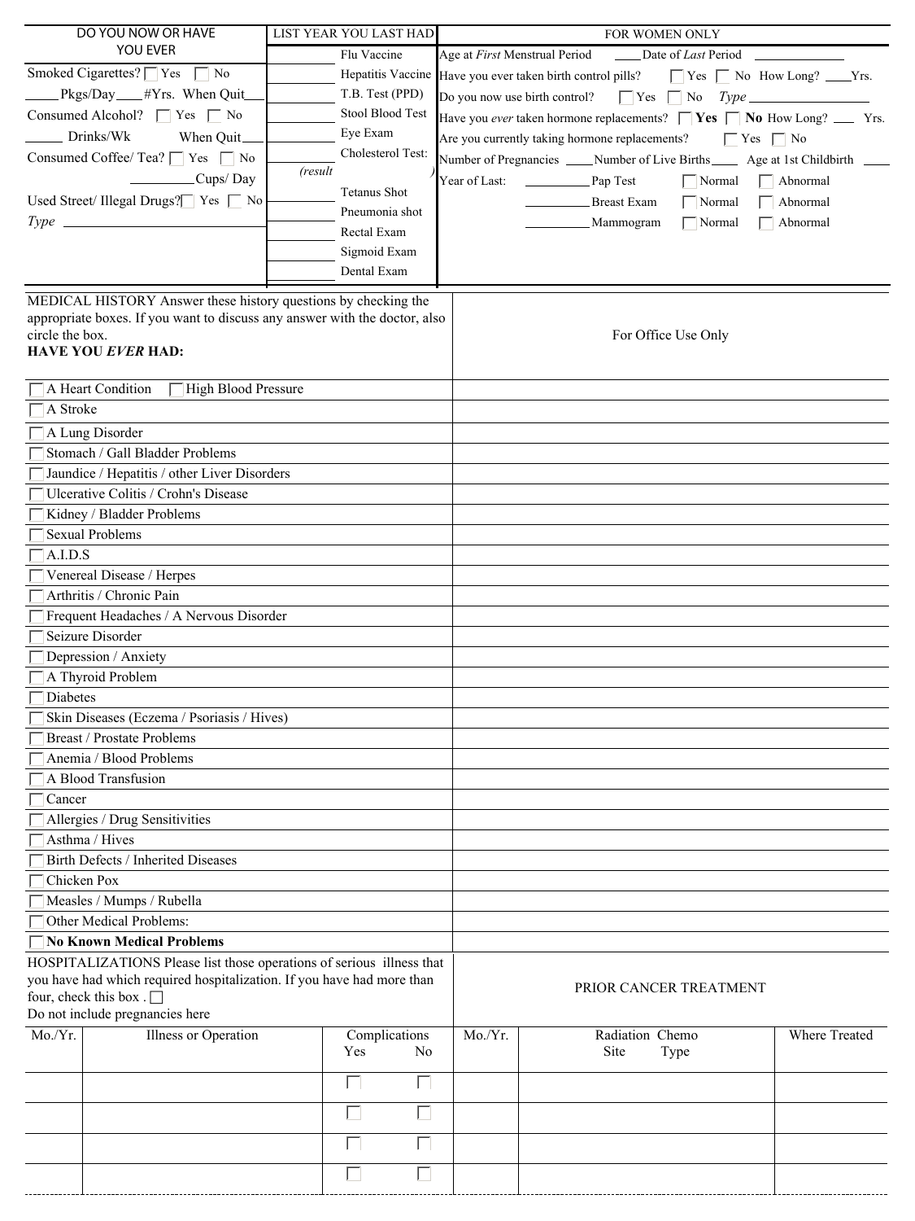| DO YOU NOW OR HAVE YOU EVER | LIST YEAR YOU LAST HAD | | FOR WOMEN ONLY |
|---|---|---|---|
| Smoked Cigarettes? ☐ Yes ☐ No | ____ | Flu Vaccine | Age at *First* Menstrual Period ____ Date of *Last* Period ________ |
| ____Pkgs/Day____#Yrs. When Quit___ | ____ | Hepatitis Vaccine | Have you ever taken birth control pills? ☐ Yes ☐ No How Long? ____Yrs. |
| Consumed Alcohol? ☐ Yes ☐ No | ____ | T.B. Test (PPD) | Do you now use birth control? ☐ Yes ☐ No *Type* ________ |
| _____ Drinks/Wk When Quit___ | ____ | Stool Blood Test | Have you *ever* taken hormone replacements? ☐ **Yes** ☐ **No** How Long? ___ Yrs. |
| Consumed Coffee/ Tea? ☐ Yes ☐ No | ____ | Eye Exam | Are you currently taking hormone replacements? ☐ Yes ☐ No |
| ________Cups/ Day | ____ | Cholesterol Test: *(result* ) | Number of Pregnancies ____Number of Live Births____ Age at 1st Childbirth ____ |
| Used Street/ Illegal Drugs? ☐ Yes ☐ No | ____ | Tetanus Shot | Year of Last: ________ Pap Test ☐ Normal ☐ Abnormal |
| *Type* ________ | ____ | Pneumonia shot | ________ Breast Exam ☐ Normal ☐ Abnormal |
| | ____ | Rectal Exam | ________ Mammogram ☐ Normal ☐ Abnormal |
| | ____ | Sigmoid Exam | |
| | ____ | Dental Exam | |

| MEDICAL HISTORY Answer these history questions by checking the appropriate boxes. If you want to discuss any answer with the doctor, also circle the box. **HAVE YOU *EVER* HAD:** | For Office Use Only |
|---|---|
| ☐ A Heart Condition ☐ High Blood Pressure | |
| ☐ A Stroke | |
| ☐ A Lung Disorder | |
| ☐ Stomach / Gall Bladder Problems | |
| ☐ Jaundice / Hepatitis / other Liver Disorders | |
| ☐ Ulcerative Colitis / Crohn's Disease | |
| ☐ Kidney / Bladder Problems | |
| ☐ Sexual Problems | |
| ☐ A.I.D.S | |
| ☐ Venereal Disease / Herpes | |
| ☐ Arthritis / Chronic Pain | |
| ☐ Frequent Headaches / A Nervous Disorder | |
| ☐ Seizure Disorder | |
| ☐ Depression / Anxiety | |
| ☐ A Thyroid Problem | |
| ☐ Diabetes | |
| ☐ Skin Diseases (Eczema / Psoriasis / Hives) | |
| ☐ Breast / Prostate Problems | |
| ☐ Anemia / Blood Problems | |
| ☐ A Blood Transfusion | |
| ☐ Cancer | |
| ☐ Allergies / Drug Sensitivities | |
| ☐ Asthma / Hives | |
| ☐ Birth Defects / Inherited Diseases | |
| ☐ Chicken Pox | |
| ☐ Measles / Mumps / Rubella | |
| ☐ Other Medical Problems: | |
| ☐ **No Known Medical Problems** | |

HOSPITALIZATIONS Please list those operations of serious illness that you have had which required hospitalization. If you have had more than four, check this box . ☐
Do not include pregnancies here

PRIOR CANCER TREATMENT

| Mo./Yr. | Illness or Operation | Complications Yes | Complications No | Mo./Yr. | Radiation Site | Chemo Type | Where Treated |
|---|---|---|---|---|---|---|---|
| | | ☐ | ☐ | | | | |
| | | ☐ | ☐ | | | | |
| | | ☐ | ☐ | | | | |
| | | ☐ | ☐ | | | | |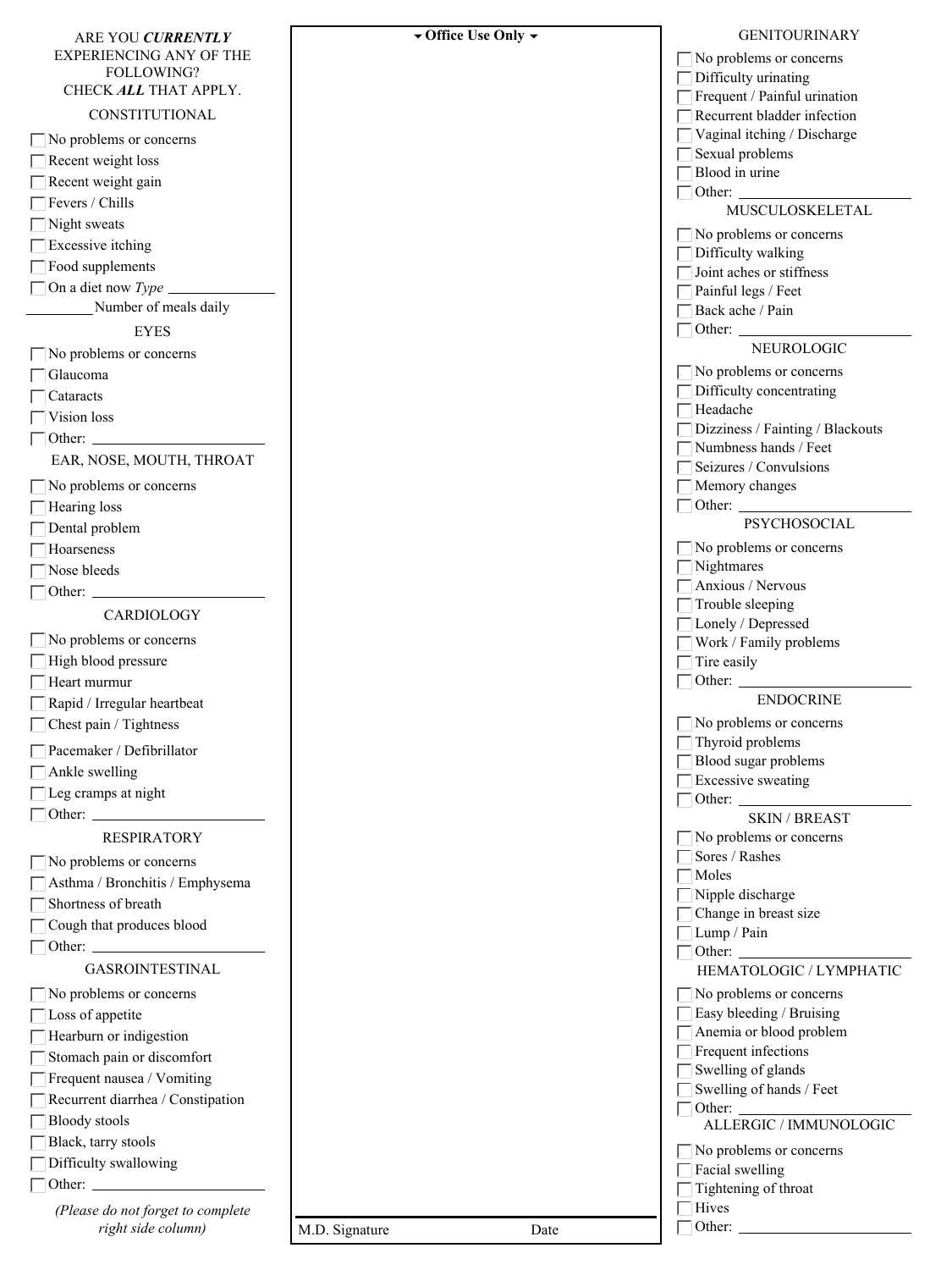ARE YOU ***CURRENTLY*** EXPERIENCING ANY OF THE FOLLOWING?
CHECK ***ALL*** THAT APPLY.

### CONSTITUTIONAL

- [ ] No problems or concerns
- [ ] Recent weight loss
- [ ] Recent weight gain
- [ ] Fevers / Chills
- [ ] Night sweats
- [ ] Excessive itching
- [ ] Food supplements
- [ ] On a diet now *Type* ______________

__________ Number of meals daily

### EYES

- [ ] No problems or concerns
- [ ] Glaucoma
- [ ] Cataracts
- [ ] Vision loss
- [ ] Other: ______________

### EAR, NOSE, MOUTH, THROAT

- [ ] No problems or concerns
- [ ] Hearing loss
- [ ] Dental problem
- [ ] Hoarseness
- [ ] Nose bleeds
- [ ] Other: ______________

### CARDIOLOGY

- [ ] No problems or concerns
- [ ] High blood pressure
- [ ] Heart murmur
- [ ] Rapid / Irregular heartbeat
- [ ] Chest pain / Tightness
- [ ] Pacemaker / Defibrillator
- [ ] Ankle swelling
- [ ] Leg cramps at night
- [ ] Other: ______________

### RESPIRATORY

- [ ] No problems or concerns
- [ ] Asthma / Bronchitis / Emphysema
- [ ] Shortness of breath
- [ ] Cough that produces blood
- [ ] Other: ______________

### GASROINTESTINAL

- [ ] No problems or concerns
- [ ] Loss of appetite
- [ ] Hearburn or indigestion
- [ ] Stomach pain or discomfort
- [ ] Frequent nausea / Vomiting
- [ ] Recurrent diarrhea / Constipation
- [ ] Bloody stools
- [ ] Black, tarry stools
- [ ] Difficulty swallowing
- [ ] Other: ______________

*(Please do not forget to complete right side column)*

**▾ Office Use Only ▾**

M.D. Signature ______________ Date ______________

### GENITOURINARY

- [ ] No problems or concerns
- [ ] Difficulty urinating
- [ ] Frequent / Painful urination
- [ ] Recurrent bladder infection
- [ ] Vaginal itching / Discharge
- [ ] Sexual problems
- [ ] Blood in urine
- [ ] Other: ______________

### MUSCULOSKELETAL

- [ ] No problems or concerns
- [ ] Difficulty walking
- [ ] Joint aches or stiffness
- [ ] Painful legs / Feet
- [ ] Back ache / Pain
- [ ] Other: ______________

### NEUROLOGIC

- [ ] No problems or concerns
- [ ] Difficulty concentrating
- [ ] Headache
- [ ] Dizziness / Fainting / Blackouts
- [ ] Numbness hands / Feet
- [ ] Seizures / Convulsions
- [ ] Memory changes
- [ ] Other: ______________

### PSYCHOSOCIAL

- [ ] No problems or concerns
- [ ] Nightmares
- [ ] Anxious / Nervous
- [ ] Trouble sleeping
- [ ] Lonely / Depressed
- [ ] Work / Family problems
- [ ] Tire easily
- [ ] Other: ______________

### ENDOCRINE

- [ ] No problems or concerns
- [ ] Thyroid problems
- [ ] Blood sugar problems
- [ ] Excessive sweating
- [ ] Other: ______________

### SKIN / BREAST

- [ ] No problems or concerns
- [ ] Sores / Rashes
- [ ] Moles
- [ ] Nipple discharge
- [ ] Change in breast size
- [ ] Lump / Pain
- [ ] Other: ______________

### HEMATOLOGIC / LYMPHATIC

- [ ] No problems or concerns
- [ ] Easy bleeding / Bruising
- [ ] Anemia or blood problem
- [ ] Frequent infections
- [ ] Swelling of glands
- [ ] Swelling of hands / Feet
- [ ] Other: ______________

### ALLERGIC / IMMUNOLOGIC

- [ ] No problems or concerns
- [ ] Facial swelling
- [ ] Tightening of throat
- [ ] Hives
- [ ] Other: ______________